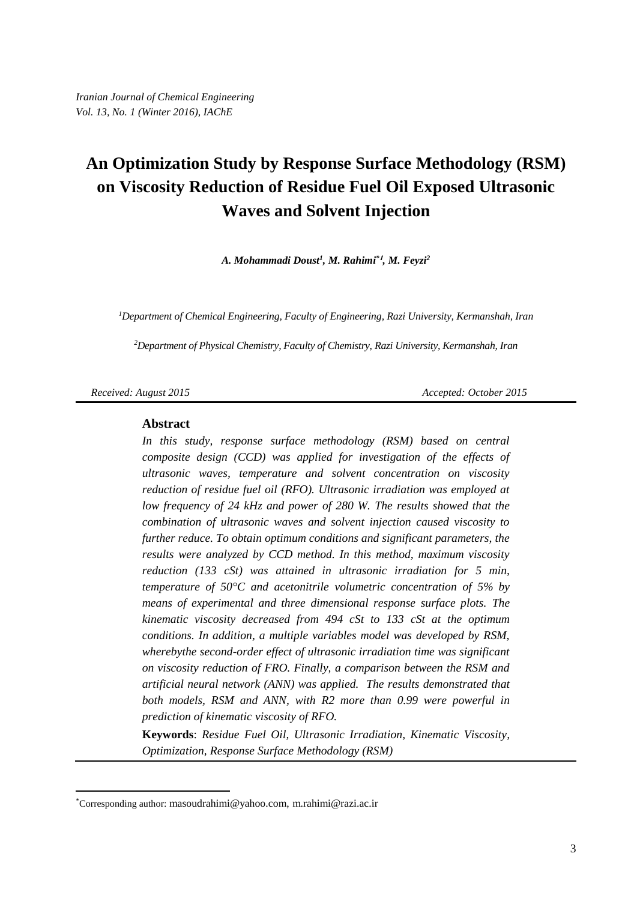*Iranian Journal of Chemical Engineering*
*Vol. 13, No. 1 (Winter 2016), IAChE*

# An Optimization Study by Response Surface Methodology (RSM) on Viscosity Reduction of Residue Fuel Oil Exposed Ultrasonic Waves and Solvent Injection

***A. Mohammadi Doust[1], M. Rahimi*[1], M. Feyzi[2]***

*[1]Department of Chemical Engineering, Faculty of Engineering, Razi University, Kermanshah, Iran*

*[2]Department of Physical Chemistry, Faculty of Chemistry, Razi University, Kermanshah, Iran*

*Received: August 2015* *Accepted: October 2015*

## Abstract

*In this study, response surface methodology (RSM) based on central composite design (CCD) was applied for investigation of the effects of ultrasonic waves, temperature and solvent concentration on viscosity reduction of residue fuel oil (RFO). Ultrasonic irradiation was employed at low frequency of 24 kHz and power of 280 W. The results showed that the combination of ultrasonic waves and solvent injection caused viscosity to further reduce. To obtain optimum conditions and significant parameters, the results were analyzed by CCD method. In this method, maximum viscosity reduction (133 cSt) was attained in ultrasonic irradiation for 5 min, temperature of 50°C and acetonitrile volumetric concentration of 5% by means of experimental and three dimensional response surface plots. The kinematic viscosity decreased from 494 cSt to 133 cSt at the optimum conditions. In addition, a multiple variables model was developed by RSM, wherebythe second-order effect of ultrasonic irradiation time was significant on viscosity reduction of FRO. Finally, a comparison between the RSM and artificial neural network (ANN) was applied. The results demonstrated that both models, RSM and ANN, with R2 more than 0.99 were powerful in prediction of kinematic viscosity of RFO.*

**Keywords**: *Residue Fuel Oil, Ultrasonic Irradiation, Kinematic Viscosity, Optimization, Response Surface Methodology (RSM)*

---

*Corresponding author: masoudrahimi@yahoo.com, m.rahimi@razi.ac.ir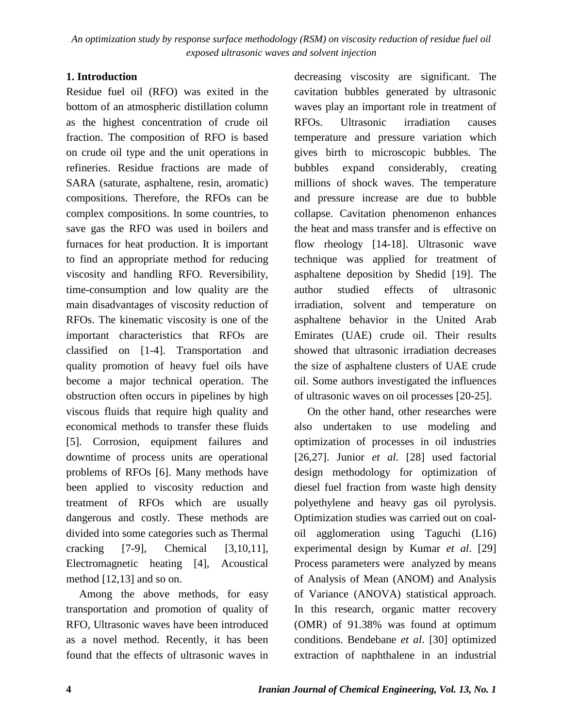## 1. Introduction

Residue fuel oil (RFO) was exited in the bottom of an atmospheric distillation column as the highest concentration of crude oil fraction. The composition of RFO is based on crude oil type and the unit operations in refineries. Residue fractions are made of SARA (saturate, asphaltene, resin, aromatic) compositions. Therefore, the RFOs can be complex compositions. In some countries, to save gas the RFO was used in boilers and furnaces for heat production. It is important to find an appropriate method for reducing viscosity and handling RFO. Reversibility, time-consumption and low quality are the main disadvantages of viscosity reduction of RFOs. The kinematic viscosity is one of the important characteristics that RFOs are classified on [1-4]. Transportation and quality promotion of heavy fuel oils have become a major technical operation. The obstruction often occurs in pipelines by high viscous fluids that require high quality and economical methods to transfer these fluids [5]. Corrosion, equipment failures and downtime of process units are operational problems of RFOs [6]. Many methods have been applied to viscosity reduction and treatment of RFOs which are usually dangerous and costly. These methods are divided into some categories such as Thermal cracking [7-9], Chemical [3,10,11], Electromagnetic heating [4], Acoustical method [12,13] and so on.

Among the above methods, for easy transportation and promotion of quality of RFO, Ultrasonic waves have been introduced as a novel method. Recently, it has been found that the effects of ultrasonic waves in decreasing viscosity are significant. The cavitation bubbles generated by ultrasonic waves play an important role in treatment of RFOs. Ultrasonic irradiation causes temperature and pressure variation which gives birth to microscopic bubbles. The bubbles expand considerably, creating millions of shock waves. The temperature and pressure increase are due to bubble collapse. Cavitation phenomenon enhances the heat and mass transfer and is effective on flow rheology [14-18]. Ultrasonic wave technique was applied for treatment of asphaltene deposition by Shedid [19]. The author studied effects of ultrasonic irradiation, solvent and temperature on asphaltene behavior in the United Arab Emirates (UAE) crude oil. Their results showed that ultrasonic irradiation decreases the size of asphaltene clusters of UAE crude oil. Some authors investigated the influences of ultrasonic waves on oil processes [20-25].

On the other hand, other researches were also undertaken to use modeling and optimization of processes in oil industries [26,27]. Junior *et al*. [28] used factorial design methodology for optimization of diesel fuel fraction from waste high density polyethylene and heavy gas oil pyrolysis. Optimization studies was carried out on coal-oil agglomeration using Taguchi (L16) experimental design by Kumar *et al*. [29] Process parameters were analyzed by means of Analysis of Mean (ANOM) and Analysis of Variance (ANOVA) statistical approach. In this research, organic matter recovery (OMR) of 91.38% was found at optimum conditions. Bendebane *et al*. [30] optimized extraction of naphthalene in an industrial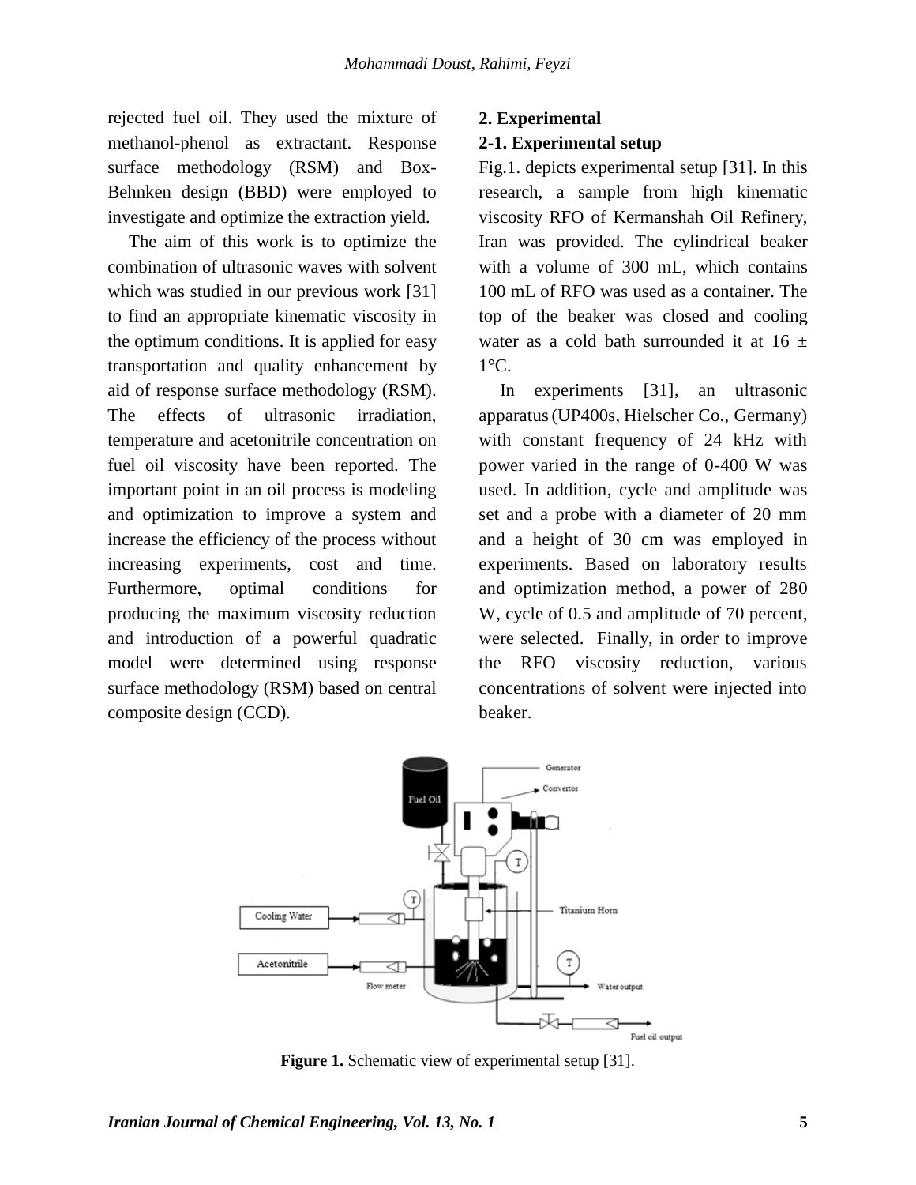rejected fuel oil. They used the mixture of methanol-phenol as extractant. Response surface methodology (RSM) and Box-Behnken design (BBD) were employed to investigate and optimize the extraction yield.

The aim of this work is to optimize the combination of ultrasonic waves with solvent which was studied in our previous work [31] to find an appropriate kinematic viscosity in the optimum conditions. It is applied for easy transportation and quality enhancement by aid of response surface methodology (RSM). The effects of ultrasonic irradiation, temperature and acetonitrile concentration on fuel oil viscosity have been reported. The important point in an oil process is modeling and optimization to improve a system and increase the efficiency of the process without increasing experiments, cost and time. Furthermore, optimal conditions for producing the maximum viscosity reduction and introduction of a powerful quadratic model were determined using response surface methodology (RSM) based on central composite design (CCD).

## 2. Experimental

### 2-1. Experimental setup

Fig.1. depicts experimental setup [31]. In this research, a sample from high kinematic viscosity RFO of Kermanshah Oil Refinery, Iran was provided. The cylindrical beaker with a volume of 300 mL, which contains 100 mL of RFO was used as a container. The top of the beaker was closed and cooling water as a cold bath surrounded it at 16 ± 1°C.

In experiments [31], an ultrasonic apparatus (UP400s, Hielscher Co., Germany) with constant frequency of 24 kHz with power varied in the range of 0-400 W was used. In addition, cycle and amplitude was set and a probe with a diameter of 20 mm and a height of 30 cm was employed in experiments. Based on laboratory results and optimization method, a power of 280 W, cycle of 0.5 and amplitude of 70 percent, were selected. Finally, in order to improve the RFO viscosity reduction, various concentrations of solvent were injected into beaker.

**Figure 1.** Schematic view of experimental setup [31].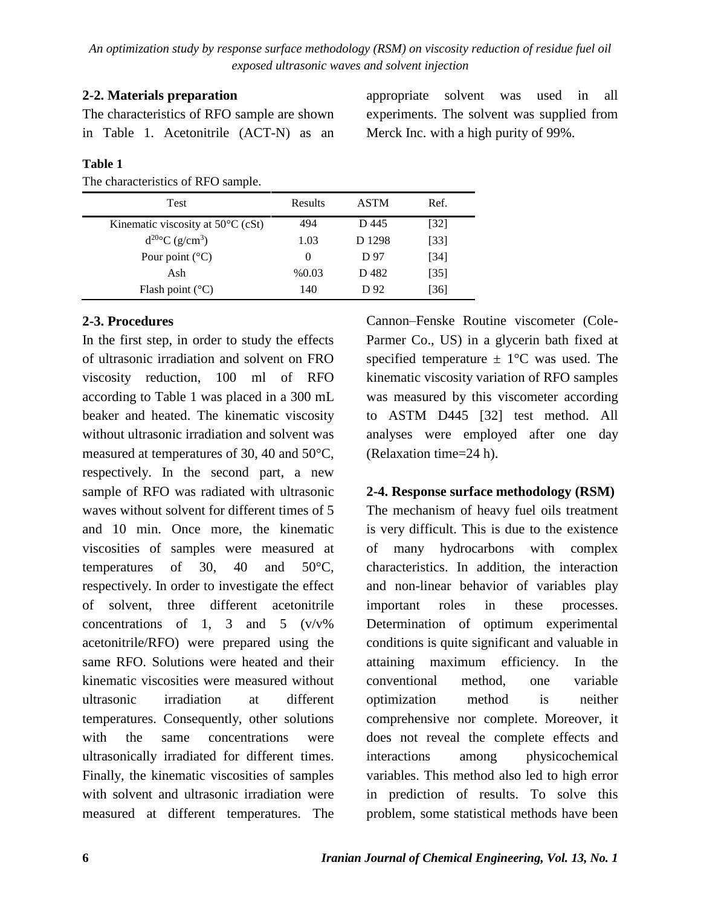## 2-2. Materials preparation

The characteristics of RFO sample are shown in Table 1. Acetonitrile (ACT-N) as an appropriate solvent was used in all experiments. The solvent was supplied from Merck Inc. with a high purity of 99%.

**Table 1**

The characteristics of RFO sample.

| Test | Results | ASTM | Ref. |
|---|---|---|---|
| Kinematic viscosity at 50°C (cSt) | 494 | D 445 | [32] |
| $d^{20°C}$ (g/cm$^3$) | 1.03 | D 1298 | [33] |
| Pour point (°C) | 0 | D 97 | [34] |
| Ash | %0.03 | D 482 | [35] |
| Flash point (°C) | 140 | D 92 | [36] |

## 2-3. Procedures

In the first step, in order to study the effects of ultrasonic irradiation and solvent on FRO viscosity reduction, 100 ml of RFO according to Table 1 was placed in a 300 mL beaker and heated. The kinematic viscosity without ultrasonic irradiation and solvent was measured at temperatures of 30, 40 and 50°C, respectively. In the second part, a new sample of RFO was radiated with ultrasonic waves without solvent for different times of 5 and 10 min. Once more, the kinematic viscosities of samples were measured at temperatures of 30, 40 and 50°C, respectively. In order to investigate the effect of solvent, three different acetonitrile concentrations of 1, 3 and 5 (v/v% acetonitrile/RFO) were prepared using the same RFO. Solutions were heated and their kinematic viscosities were measured without ultrasonic irradiation at different temperatures. Consequently, other solutions with the same concentrations were ultrasonically irradiated for different times. Finally, the kinematic viscosities of samples with solvent and ultrasonic irradiation were measured at different temperatures. The Cannon–Fenske Routine viscometer (Cole-Parmer Co., US) in a glycerin bath fixed at specified temperature ± 1°C was used. The kinematic viscosity variation of RFO samples was measured by this viscometer according to ASTM D445 [32] test method. All analyses were employed after one day (Relaxation time=24 h).

## 2-4. Response surface methodology (RSM)

The mechanism of heavy fuel oils treatment is very difficult. This is due to the existence of many hydrocarbons with complex characteristics. In addition, the interaction and non-linear behavior of variables play important roles in these processes. Determination of optimum experimental conditions is quite significant and valuable in attaining maximum efficiency. In the conventional method, one variable optimization method is neither comprehensive nor complete. Moreover, it does not reveal the complete effects and interactions among physicochemical variables. This method also led to high error in prediction of results. To solve this problem, some statistical methods have been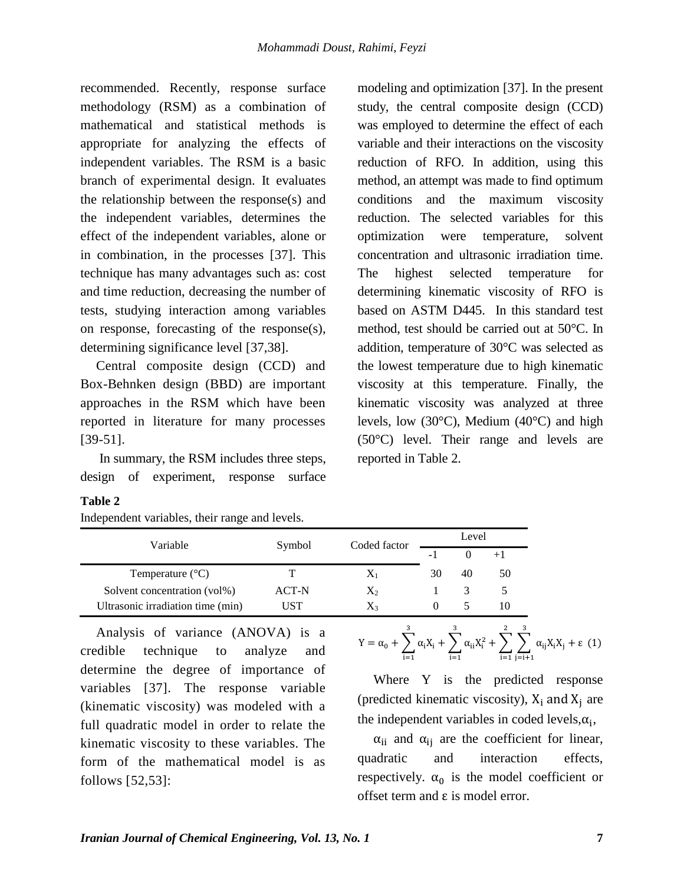recommended. Recently, response surface methodology (RSM) as a combination of mathematical and statistical methods is appropriate for analyzing the effects of independent variables. The RSM is a basic branch of experimental design. It evaluates the relationship between the response(s) and the independent variables, determines the effect of the independent variables, alone or in combination, in the processes [37]. This technique has many advantages such as: cost and time reduction, decreasing the number of tests, studying interaction among variables on response, forecasting of the response(s), determining significance level [37,38].

Central composite design (CCD) and Box-Behnken design (BBD) are important approaches in the RSM which have been reported in literature for many processes [39-51].

In summary, the RSM includes three steps, design of experiment, response surface modeling and optimization [37]. In the present study, the central composite design (CCD) was employed to determine the effect of each variable and their interactions on the viscosity reduction of RFO. In addition, using this method, an attempt was made to find optimum conditions and the maximum viscosity reduction. The selected variables for this optimization were temperature, solvent concentration and ultrasonic irradiation time. The highest selected temperature for determining kinematic viscosity of RFO is based on ASTM D445. In this standard test method, test should be carried out at 50°C. In addition, temperature of 30°C was selected as the lowest temperature due to high kinematic viscosity at this temperature. Finally, the kinematic viscosity was analyzed at three levels, low (30°C), Medium (40°C) and high (50°C) level. Their range and levels are reported in Table 2.

**Table 2**

Independent variables, their range and levels.

| Variable | Symbol | Coded factor | Level | | |
|---|---|---|---|---|---|
| | | | -1 | 0 | +1 |
| Temperature (°C) | T | $X_1$ | 30 | 40 | 50 |
| Solvent concentration (vol%) | ACT-N | $X_2$ | 1 | 3 | 5 |
| Ultrasonic irradiation time (min) | UST | $X_3$ | 0 | 5 | 10 |

Analysis of variance (ANOVA) is a credible technique to analyze and determine the degree of importance of variables [37]. The response variable (kinematic viscosity) was modeled with a full quadratic model in order to relate the kinematic viscosity to these variables. The form of the mathematical model is as follows [52,53]:

$$Y = \alpha_0 + \sum_{i=1}^{3} \alpha_i X_i + \sum_{i=1}^{3} \alpha_{ii} X_i^2 + \sum_{i=1}^{2} \sum_{j=i+1}^{3} \alpha_{ij} X_i X_j + \varepsilon \quad (1)$$

Where Y is the predicted response (predicted kinematic viscosity), $X_i$ and $X_j$ are the independent variables in coded levels, $\alpha_i$,

$\alpha_{ii}$ and $\alpha_{ij}$ are the coefficient for linear, quadratic and interaction effects, respectively. $\alpha_0$ is the model coefficient or offset term and ε is model error.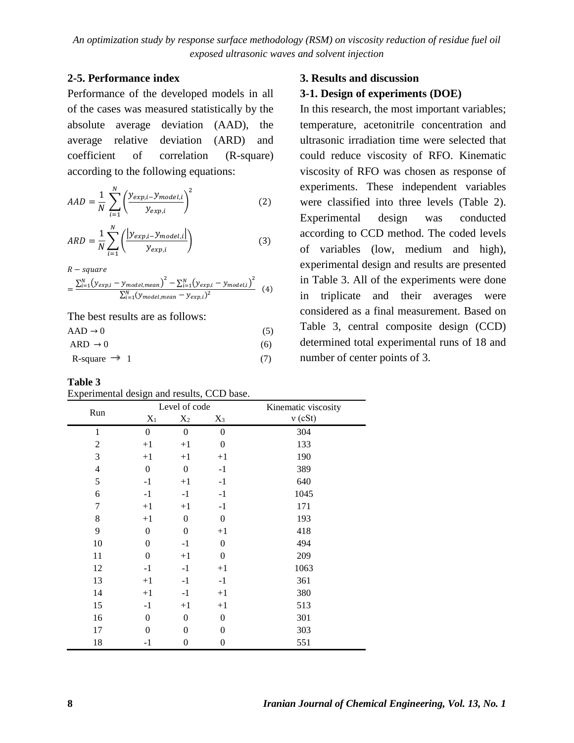### 2-5. Performance index

Performance of the developed models in all of the cases was measured statistically by the absolute average deviation (AAD), the average relative deviation (ARD) and coefficient of correlation (R-square) according to the following equations:

$$AAD = \frac{1}{N}\sum_{i=1}^{N}\left(\frac{y_{exp,i} - y_{model,i}}{y_{exp,i}}\right)^2 \quad (2)$$

$$ARD = \frac{1}{N}\sum_{i=1}^{N}\left(\frac{\left|y_{exp,i} - y_{model,i}\right|}{y_{exp,i}}\right) \quad (3)$$

$$R-square = \frac{\sum_{i=1}^{N}\left(y_{exp,i} - y_{model,mean}\right)^2 - \sum_{i=1}^{N}\left(y_{exp,i} - y_{model,i}\right)^2}{\sum_{i=1}^{N}\left(y_{model,mean} - y_{exp,i}\right)^2} \quad (4)$$

The best results are as follows:

$$AAD \rightarrow 0 \quad (5)$$

$$ARD \rightarrow 0 \quad (6)$$

$$R\text{-square} \rightarrow 1 \quad (7)$$

## 3. Results and discussion

### 3-1. Design of experiments (DOE)

In this research, the most important variables; temperature, acetonitrile concentration and ultrasonic irradiation time were selected that could reduce viscosity of RFO. Kinematic viscosity of RFO was chosen as response of experiments. These independent variables were classified into three levels (Table 2). Experimental design was conducted according to CCD method. The coded levels of variables (low, medium and high), experimental design and results are presented in Table 3. All of the experiments were done in triplicate and their averages were considered as a final measurement. Based on Table 3, central composite design (CCD) determined total experimental runs of 18 and number of center points of 3.

**Table 3**
Experimental design and results, CCD base.

| Run | Level of code | | | Kinematic viscosity |
|---|---|---|---|---|
| | $X_1$ | $X_2$ | $X_3$ | ν (cSt) |
| 1 | 0 | 0 | 0 | 304 |
| 2 | +1 | +1 | 0 | 133 |
| 3 | +1 | +1 | +1 | 190 |
| 4 | 0 | 0 | -1 | 389 |
| 5 | -1 | +1 | -1 | 640 |
| 6 | -1 | -1 | -1 | 1045 |
| 7 | +1 | +1 | -1 | 171 |
| 8 | +1 | 0 | 0 | 193 |
| 9 | 0 | 0 | +1 | 418 |
| 10 | 0 | -1 | 0 | 494 |
| 11 | 0 | +1 | 0 | 209 |
| 12 | -1 | -1 | +1 | 1063 |
| 13 | +1 | -1 | -1 | 361 |
| 14 | +1 | -1 | +1 | 380 |
| 15 | -1 | +1 | +1 | 513 |
| 16 | 0 | 0 | 0 | 301 |
| 17 | 0 | 0 | 0 | 303 |
| 18 | -1 | 0 | 0 | 551 |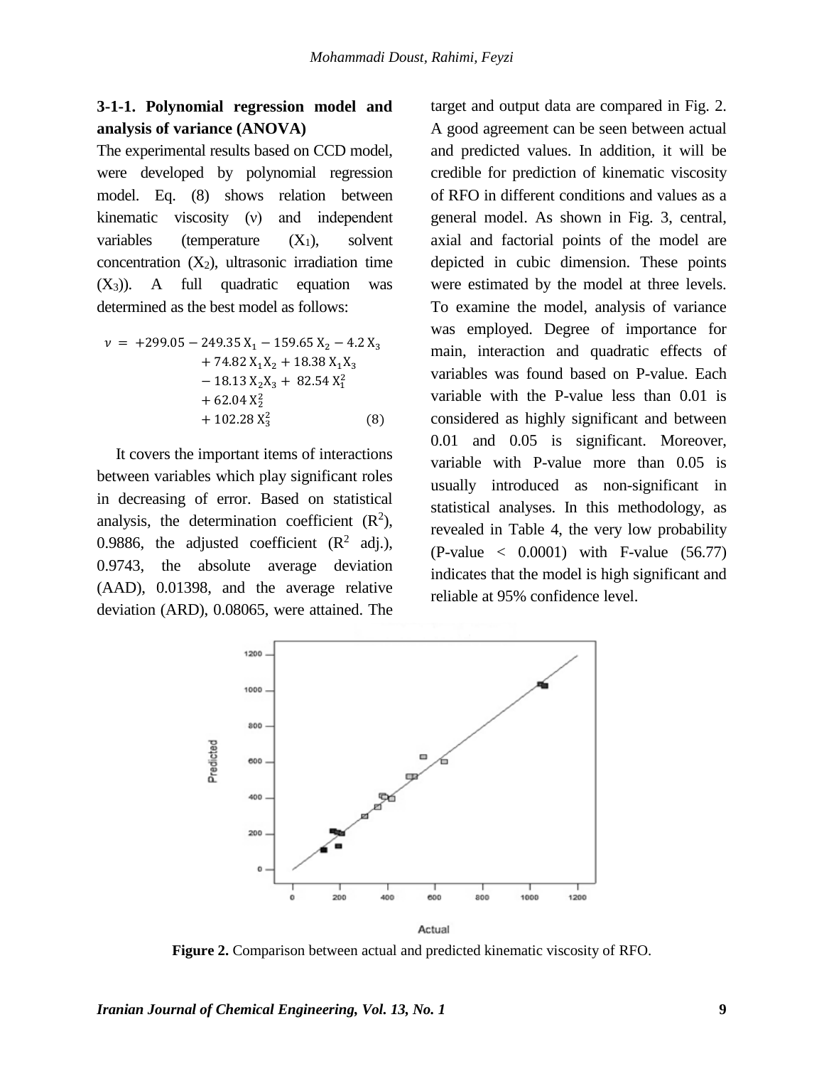### 3-1-1. Polynomial regression model and analysis of variance (ANOVA)

The experimental results based on CCD model, were developed by polynomial regression model. Eq. (8) shows relation between kinematic viscosity ($\nu$) and independent variables (temperature ($X_1$), solvent concentration ($X_2$), ultrasonic irradiation time ($X_3$)). A full quadratic equation was determined as the best model as follows:

$$\nu = +299.05 - 249.35\,X_1 - 159.65\,X_2 - 4.2\,X_3 + 74.82\,X_1X_2 + 18.38\,X_1X_3 - 18.13\,X_2X_3 + 82.54\,X_1^2 + 62.04\,X_2^2 + 102.28\,X_3^2 \quad (8)$$

It covers the important items of interactions between variables which play significant roles in decreasing of error. Based on statistical analysis, the determination coefficient ($R^2$), 0.9886, the adjusted coefficient ($R^2$ adj.), 0.9743, the absolute average deviation (AAD), 0.01398, and the average relative deviation (ARD), 0.08065, were attained. The target and output data are compared in Fig. 2. A good agreement can be seen between actual and predicted values. In addition, it will be credible for prediction of kinematic viscosity of RFO in different conditions and values as a general model. As shown in Fig. 3, central, axial and factorial points of the model are depicted in cubic dimension. These points were estimated by the model at three levels. To examine the model, analysis of variance was employed. Degree of importance for main, interaction and quadratic effects of variables was found based on P-value. Each variable with the P-value less than 0.01 is considered as highly significant and between 0.01 and 0.05 is significant. Moreover, variable with P-value more than 0.05 is usually introduced as non-significant in statistical analyses. In this methodology, as revealed in Table 4, the very low probability (P-value < 0.0001) with F-value (56.77) indicates that the model is high significant and reliable at 95% confidence level.

**Figure 2.** Comparison between actual and predicted kinematic viscosity of RFO.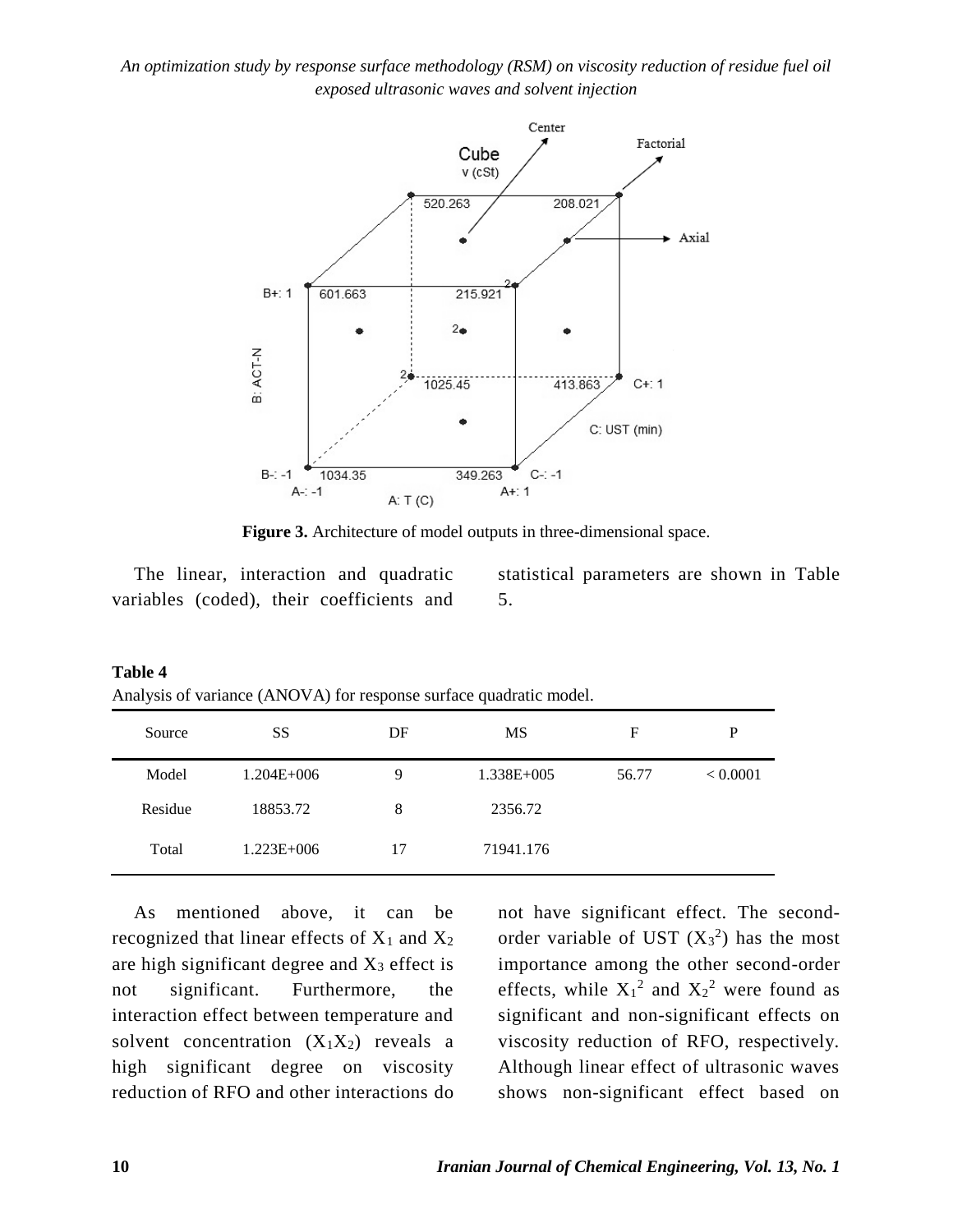**Figure 3.** Architecture of model outputs in three-dimensional space.

The linear, interaction and quadratic variables (coded), their coefficients and statistical parameters are shown in Table 5.

**Table 4**

Analysis of variance (ANOVA) for response surface quadratic model.

| Source | SS | DF | MS | F | P |
|---|---|---|---|---|---|
| Model | 1.204E+006 | 9 | 1.338E+005 | 56.77 | < 0.0001 |
| Residue | 18853.72 | 8 | 2356.72 | | |
| Total | 1.223E+006 | 17 | 71941.176 | | |

As mentioned above, it can be recognized that linear effects of $X_1$ and $X_2$ are high significant degree and $X_3$ effect is not significant. Furthermore, the interaction effect between temperature and solvent concentration ($X_1X_2$) reveals a high significant degree on viscosity reduction of RFO and other interactions do not have significant effect. The second-order variable of UST ($X_3^2$) has the most importance among the other second-order effects, while $X_1^2$ and $X_2^2$ were found as significant and non-significant effects on viscosity reduction of RFO, respectively. Although linear effect of ultrasonic waves shows non-significant effect based on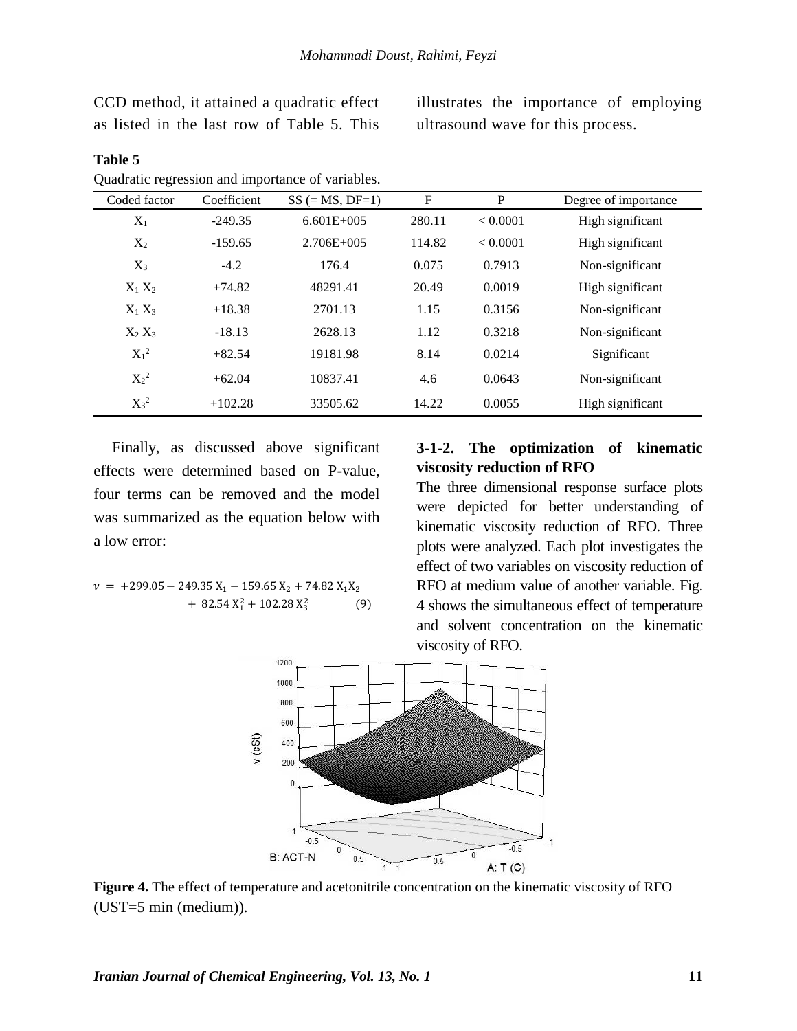CCD method, it attained a quadratic effect as listed in the last row of Table 5. This illustrates the importance of employing ultrasound wave for this process.

**Table 5**
Quadratic regression and importance of variables.

| Coded factor | Coefficient | SS (= MS, DF=1) | F | P | Degree of importance |
|---|---|---|---|---|---|
| $X_1$ | -249.35 | 6.601E+005 | 280.11 | < 0.0001 | High significant |
| $X_2$ | -159.65 | 2.706E+005 | 114.82 | < 0.0001 | High significant |
| $X_3$ | -4.2 | 176.4 | 0.075 | 0.7913 | Non-significant |
| $X_1 X_2$ | +74.82 | 48291.41 | 20.49 | 0.0019 | High significant |
| $X_1 X_3$ | +18.38 | 2701.13 | 1.15 | 0.3156 | Non-significant |
| $X_2 X_3$ | -18.13 | 2628.13 | 1.12 | 0.3218 | Non-significant |
| $X_1^2$ | +82.54 | 19181.98 | 8.14 | 0.0214 | Significant |
| $X_2^2$ | +62.04 | 10837.41 | 4.6 | 0.0643 | Non-significant |
| $X_3^2$ | +102.28 | 33505.62 | 14.22 | 0.0055 | High significant |

Finally, as discussed above significant effects were determined based on P-value, four terms can be removed and the model was summarized as the equation below with a low error:

$$\nu = +299.05 - 249.35\,X_1 - 159.65\,X_2 + 74.82\,X_1X_2 + 82.54\,X_1^2 + 102.28\,X_3^2 \qquad (9)$$

### 3-1-2. The optimization of kinematic viscosity reduction of RFO

The three dimensional response surface plots were depicted for better understanding of kinematic viscosity reduction of RFO. Three plots were analyzed. Each plot investigates the effect of two variables on viscosity reduction of RFO at medium value of another variable. Fig. 4 shows the simultaneous effect of temperature and solvent concentration on the kinematic viscosity of RFO.

**Figure 4.** The effect of temperature and acetonitrile concentration on the kinematic viscosity of RFO (UST=5 min (medium)).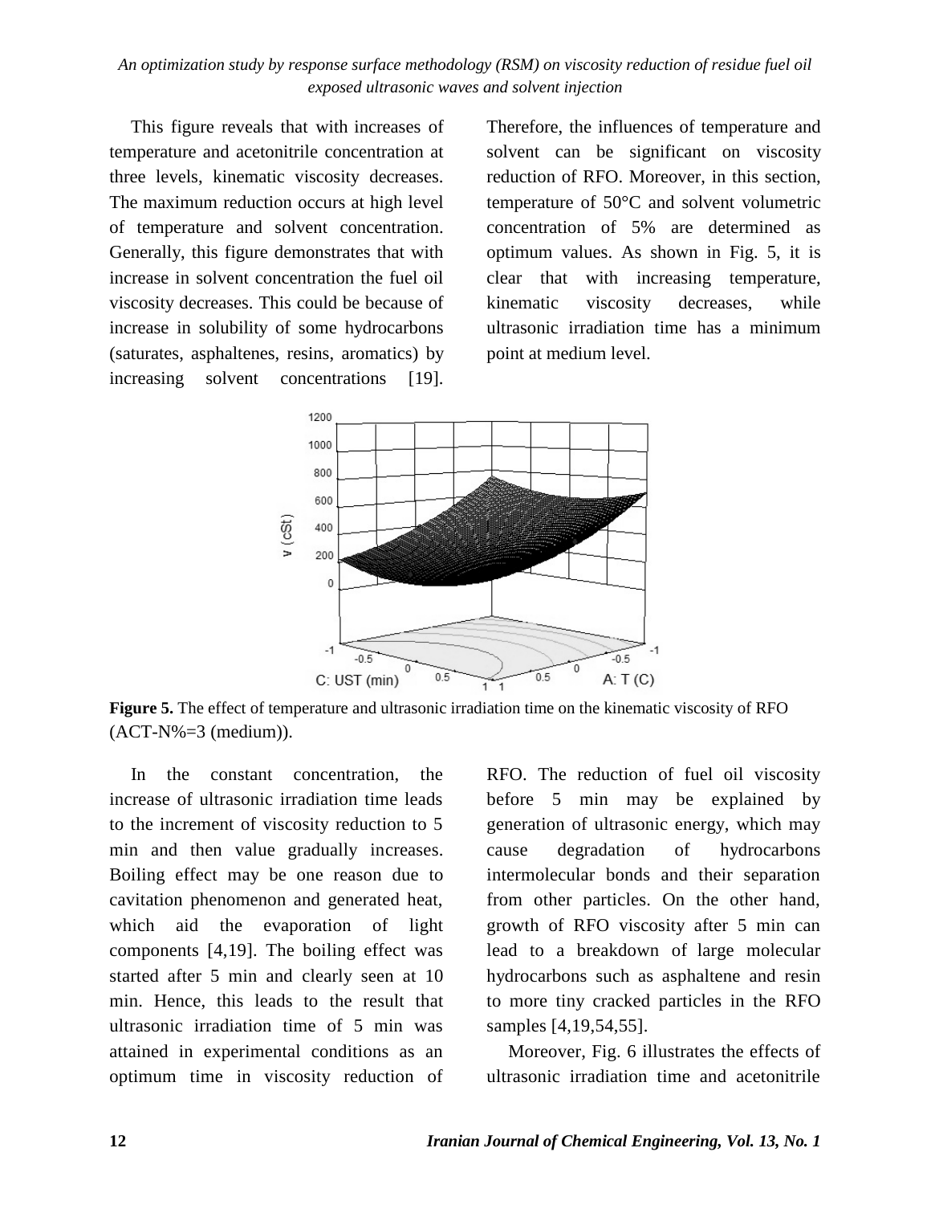This figure reveals that with increases of temperature and acetonitrile concentration at three levels, kinematic viscosity decreases. The maximum reduction occurs at high level of temperature and solvent concentration. Generally, this figure demonstrates that with increase in solvent concentration the fuel oil viscosity decreases. This could be because of increase in solubility of some hydrocarbons (saturates, asphaltenes, resins, aromatics) by increasing solvent concentrations [19]. Therefore, the influences of temperature and solvent can be significant on viscosity reduction of RFO. Moreover, in this section, temperature of 50°C and solvent volumetric concentration of 5% are determined as optimum values. As shown in Fig. 5, it is clear that with increasing temperature, kinematic viscosity decreases, while ultrasonic irradiation time has a minimum point at medium level.

**Figure 5.** The effect of temperature and ultrasonic irradiation time on the kinematic viscosity of RFO (ACT-N%=3 (medium)).

In the constant concentration, the increase of ultrasonic irradiation time leads to the increment of viscosity reduction to 5 min and then value gradually increases. Boiling effect may be one reason due to cavitation phenomenon and generated heat, which aid the evaporation of light components [4,19]. The boiling effect was started after 5 min and clearly seen at 10 min. Hence, this leads to the result that ultrasonic irradiation time of 5 min was attained in experimental conditions as an optimum time in viscosity reduction of RFO. The reduction of fuel oil viscosity before 5 min may be explained by generation of ultrasonic energy, which may cause degradation of hydrocarbons intermolecular bonds and their separation from other particles. On the other hand, growth of RFO viscosity after 5 min can lead to a breakdown of large molecular hydrocarbons such as asphaltene and resin to more tiny cracked particles in the RFO samples [4,19,54,55].

Moreover, Fig. 6 illustrates the effects of ultrasonic irradiation time and acetonitrile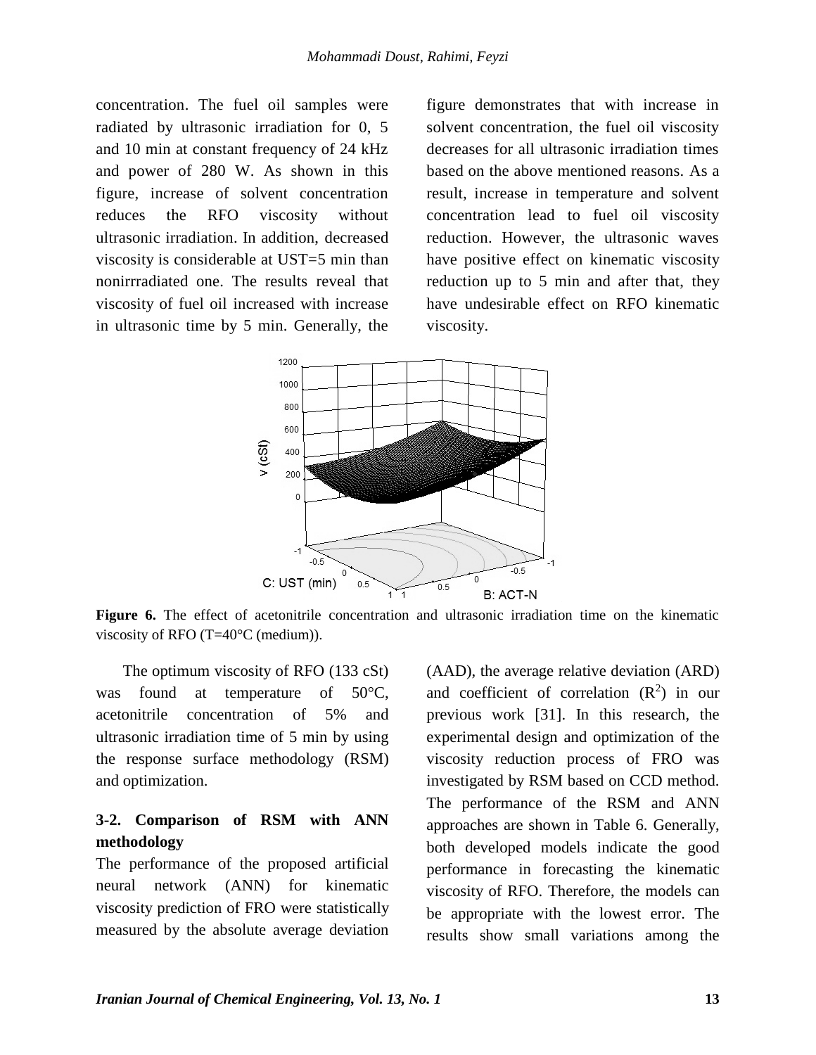concentration. The fuel oil samples were radiated by ultrasonic irradiation for 0, 5 and 10 min at constant frequency of 24 kHz and power of 280 W. As shown in this figure, increase of solvent concentration reduces the RFO viscosity without ultrasonic irradiation. In addition, decreased viscosity is considerable at UST=5 min than nonirrradiated one. The results reveal that viscosity of fuel oil increased with increase in ultrasonic time by 5 min. Generally, the figure demonstrates that with increase in solvent concentration, the fuel oil viscosity decreases for all ultrasonic irradiation times based on the above mentioned reasons. As a result, increase in temperature and solvent concentration lead to fuel oil viscosity reduction. However, the ultrasonic waves have positive effect on kinematic viscosity reduction up to 5 min and after that, they have undesirable effect on RFO kinematic viscosity.

**Figure 6.** The effect of acetonitrile concentration and ultrasonic irradiation time on the kinematic viscosity of RFO (T=40°C (medium)).

The optimum viscosity of RFO (133 cSt) was found at temperature of 50°C, acetonitrile concentration of 5% and ultrasonic irradiation time of 5 min by using the response surface methodology (RSM) and optimization.

### 3-2. Comparison of RSM with ANN methodology

The performance of the proposed artificial neural network (ANN) for kinematic viscosity prediction of FRO were statistically measured by the absolute average deviation (AAD), the average relative deviation (ARD) and coefficient of correlation ($R^2$) in our previous work [31]. In this research, the experimental design and optimization of the viscosity reduction process of FRO was investigated by RSM based on CCD method. The performance of the RSM and ANN approaches are shown in Table 6. Generally, both developed models indicate the good performance in forecasting the kinematic viscosity of RFO. Therefore, the models can be appropriate with the lowest error. The results show small variations among the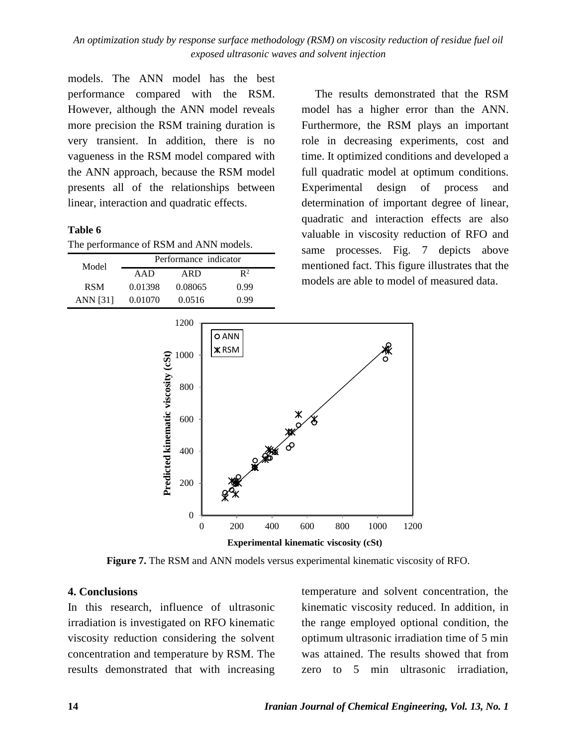models. The ANN model has the best performance compared with the RSM. However, although the ANN model reveals more precision the RSM training duration is very transient. In addition, there is no vagueness in the RSM model compared with the ANN approach, because the RSM model presents all of the relationships between linear, interaction and quadratic effects.

**Table 6**

The performance of RSM and ANN models.

| Model | Performance indicator | | |
|---|---|---|---|
| | AAD | ARD | $R^2$ |
| RSM | 0.01398 | 0.08065 | 0.99 |
| ANN [31] | 0.01070 | 0.0516 | 0.99 |

The results demonstrated that the RSM model has a higher error than the ANN. Furthermore, the RSM plays an important role in decreasing experiments, cost and time. It optimized conditions and developed a full quadratic model at optimum conditions. Experimental design of process and determination of important degree of linear, quadratic and interaction effects are also valuable in viscosity reduction of RFO and same processes. Fig. 7 depicts above mentioned fact. This figure illustrates that the models are able to model of measured data.

**Figure 7.** The RSM and ANN models versus experimental kinematic viscosity of RFO.

## 4. Conclusions

In this research, influence of ultrasonic irradiation is investigated on RFO kinematic viscosity reduction considering the solvent concentration and temperature by RSM. The results demonstrated that with increasing temperature and solvent concentration, the kinematic viscosity reduced. In addition, in the range employed optional condition, the optimum ultrasonic irradiation time of 5 min was attained. The results showed that from zero to 5 min ultrasonic irradiation,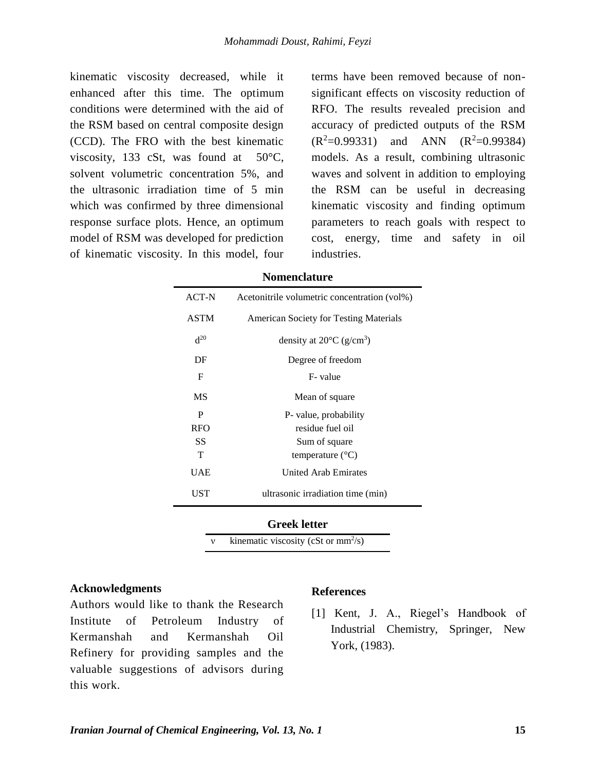kinematic viscosity decreased, while it enhanced after this time. The optimum conditions were determined with the aid of the RSM based on central composite design (CCD). The FRO with the best kinematic viscosity, 133 cSt, was found at 50°C, solvent volumetric concentration 5%, and the ultrasonic irradiation time of 5 min which was confirmed by three dimensional response surface plots. Hence, an optimum model of RSM was developed for prediction of kinematic viscosity. In this model, four terms have been removed because of non-significant effects on viscosity reduction of RFO. The results revealed precision and accuracy of predicted outputs of the RSM ($R^2$=0.99331) and ANN ($R^2$=0.99384) models. As a result, combining ultrasonic waves and solvent in addition to employing the RSM can be useful in decreasing kinematic viscosity and finding optimum parameters to reach goals with respect to cost, energy, time and safety in oil industries.

**Nomenclature**

| | |
|---|---|
| ACT-N | Acetonitrile volumetric concentration (vol%) |
| ASTM | American Society for Testing Materials |
| $d^{20}$ | density at 20°C (g/cm$^3$) |
| DF | Degree of freedom |
| F | F- value |
| MS | Mean of square |
| P | P- value, probability |
| RFO | residue fuel oil |
| SS | Sum of square |
| T | temperature (°C) |
| UAE | United Arab Emirates |
| UST | ultrasonic irradiation time (min) |

**Greek letter**

| | |
|---|---|
| ν | kinematic viscosity (cSt or mm$^2$/s) |

## Acknowledgments

Authors would like to thank the Research Institute of Petroleum Industry of Kermanshah and Kermanshah Oil Refinery for providing samples and the valuable suggestions of advisors during this work.

## References

[1] Kent, J. A., Riegel's Handbook of Industrial Chemistry, Springer, New York, (1983).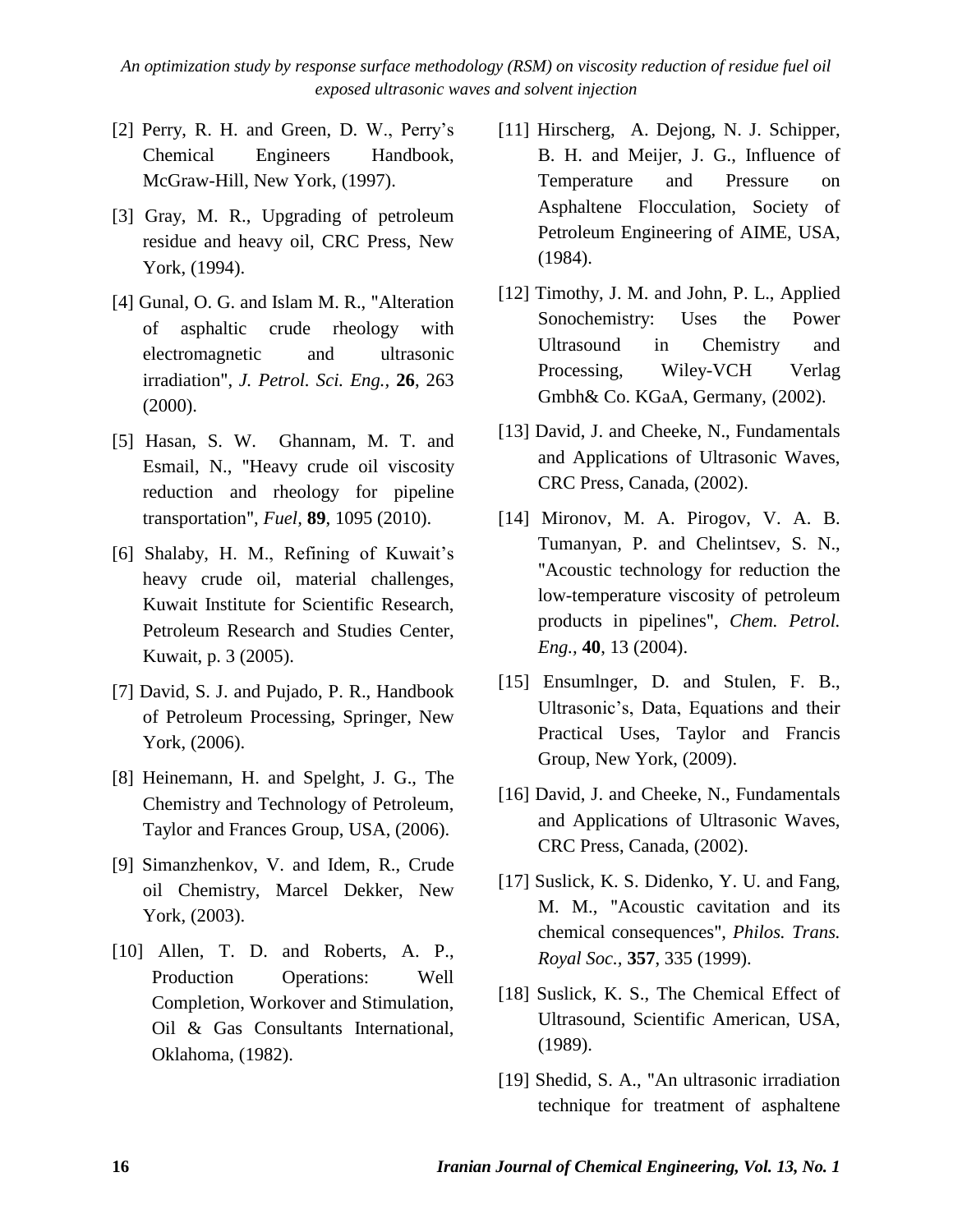[2] Perry, R. H. and Green, D. W., Perry's Chemical Engineers Handbook, McGraw-Hill, New York, (1997).

[3] Gray, M. R., Upgrading of petroleum residue and heavy oil, CRC Press, New York, (1994).

[4] Gunal, O. G. and Islam M. R., "Alteration of asphaltic crude rheology with electromagnetic and ultrasonic irradiation", *J. Petrol. Sci. Eng.*, **26**, 263 (2000).

[5] Hasan, S. W. Ghannam, M. T. and Esmail, N., "Heavy crude oil viscosity reduction and rheology for pipeline transportation", *Fuel*, **89**, 1095 (2010).

[6] Shalaby, H. M., Refining of Kuwait's heavy crude oil, material challenges, Kuwait Institute for Scientific Research, Petroleum Research and Studies Center, Kuwait, p. 3 (2005).

[7] David, S. J. and Pujado, P. R., Handbook of Petroleum Processing, Springer, New York, (2006).

[8] Heinemann, H. and Spelght, J. G., The Chemistry and Technology of Petroleum, Taylor and Frances Group, USA, (2006).

[9] Simanzhenkov, V. and Idem, R., Crude oil Chemistry, Marcel Dekker, New York, (2003).

[10] Allen, T. D. and Roberts, A. P., Production Operations: Well Completion, Workover and Stimulation, Oil & Gas Consultants International, Oklahoma, (1982).

[11] Hirscherg, A. Dejong, N. J. Schipper, B. H. and Meijer, J. G., Influence of Temperature and Pressure on Asphaltene Flocculation, Society of Petroleum Engineering of AIME, USA, (1984).

[12] Timothy, J. M. and John, P. L., Applied Sonochemistry: Uses the Power Ultrasound in Chemistry and Processing, Wiley-VCH Verlag Gmbh& Co. KGaA, Germany, (2002).

[13] David, J. and Cheeke, N., Fundamentals and Applications of Ultrasonic Waves, CRC Press, Canada, (2002).

[14] Mironov, M. A. Pirogov, V. A. B. Tumanyan, P. and Chelintsev, S. N., "Acoustic technology for reduction the low-temperature viscosity of petroleum products in pipelines", *Chem. Petrol. Eng.*, **40**, 13 (2004).

[15] Ensumlnger, D. and Stulen, F. B., Ultrasonic's, Data, Equations and their Practical Uses, Taylor and Francis Group, New York, (2009).

[16] David, J. and Cheeke, N., Fundamentals and Applications of Ultrasonic Waves, CRC Press, Canada, (2002).

[17] Suslick, K. S. Didenko, Y. U. and Fang, M. M., "Acoustic cavitation and its chemical consequences", *Philos. Trans. Royal Soc.*, **357**, 335 (1999).

[18] Suslick, K. S., The Chemical Effect of Ultrasound, Scientific American, USA, (1989).

[19] Shedid, S. A., "An ultrasonic irradiation technique for treatment of asphaltene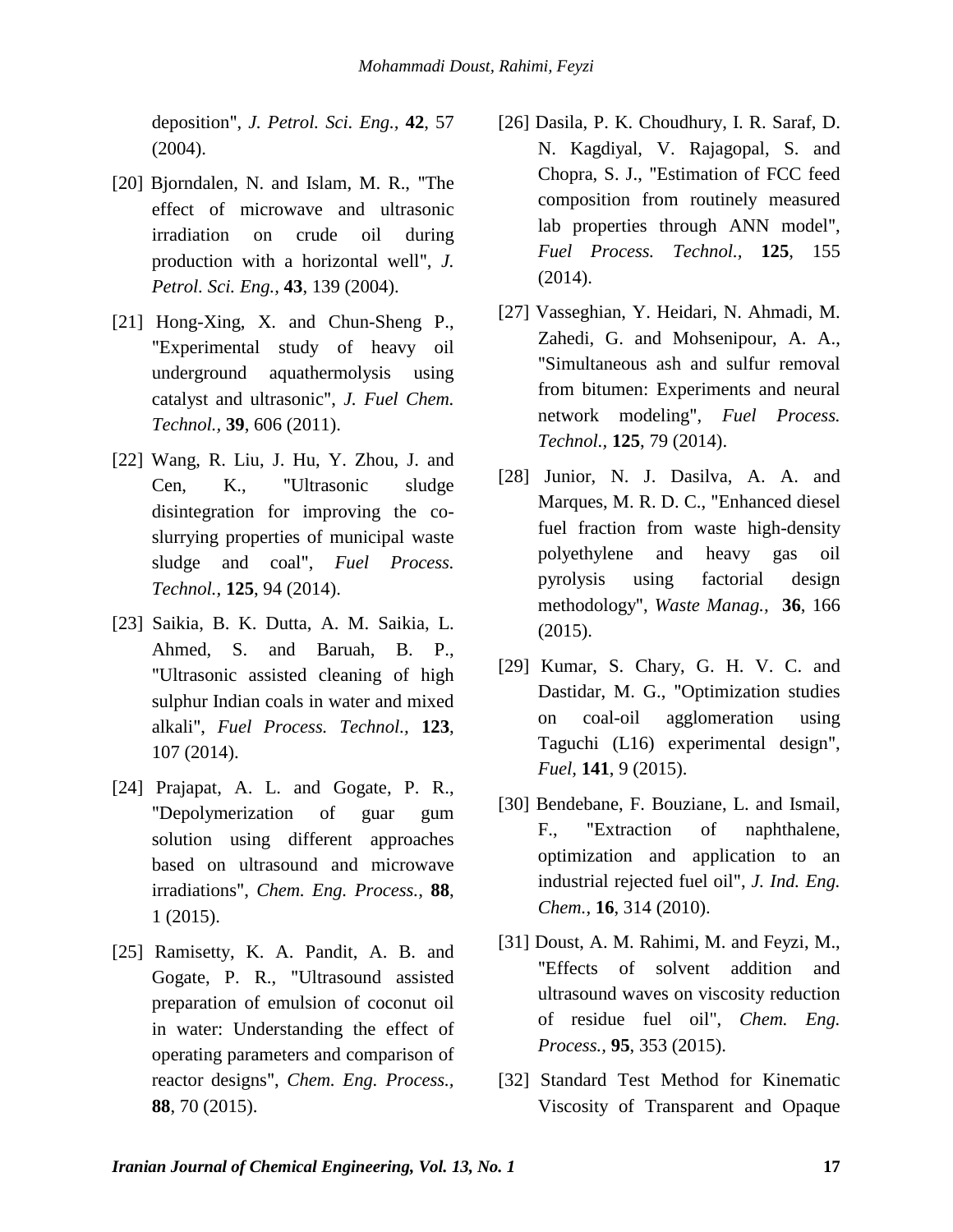deposition", *J. Petrol. Sci. Eng.*, **42**, 57 (2004).

[20] Bjorndalen, N. and Islam, M. R., "The effect of microwave and ultrasonic irradiation on crude oil during production with a horizontal well", *J. Petrol. Sci. Eng.*, **43**, 139 (2004).

[21] Hong-Xing, X. and Chun-Sheng P., "Experimental study of heavy oil underground aquathermolysis using catalyst and ultrasonic", *J. Fuel Chem. Technol.*, **39**, 606 (2011).

[22] Wang, R. Liu, J. Hu, Y. Zhou, J. and Cen, K., "Ultrasonic sludge disintegration for improving the co-slurrying properties of municipal waste sludge and coal", *Fuel Process. Technol.*, **125**, 94 (2014).

[23] Saikia, B. K. Dutta, A. M. Saikia, L. Ahmed, S. and Baruah, B. P., "Ultrasonic assisted cleaning of high sulphur Indian coals in water and mixed alkali", *Fuel Process. Technol.*, **123**, 107 (2014).

[24] Prajapat, A. L. and Gogate, P. R., "Depolymerization of guar gum solution using different approaches based on ultrasound and microwave irradiations", *Chem. Eng. Process.*, **88**, 1 (2015).

[25] Ramisetty, K. A. Pandit, A. B. and Gogate, P. R., "Ultrasound assisted preparation of emulsion of coconut oil in water: Understanding the effect of operating parameters and comparison of reactor designs", *Chem. Eng. Process.*, **88**, 70 (2015).

[26] Dasila, P. K. Choudhury, I. R. Saraf, D. N. Kagdiyal, V. Rajagopal, S. and Chopra, S. J., "Estimation of FCC feed composition from routinely measured lab properties through ANN model", *Fuel Process. Technol.*, **125**, 155 (2014).

[27] Vasseghian, Y. Heidari, N. Ahmadi, M. Zahedi, G. and Mohsenipour, A. A., "Simultaneous ash and sulfur removal from bitumen: Experiments and neural network modeling", *Fuel Process. Technol.*, **125**, 79 (2014).

[28] Junior, N. J. Dasilva, A. A. and Marques, M. R. D. C., "Enhanced diesel fuel fraction from waste high-density polyethylene and heavy gas oil pyrolysis using factorial design methodology", *Waste Manag.*, **36**, 166 (2015).

[29] Kumar, S. Chary, G. H. V. C. and Dastidar, M. G., "Optimization studies on coal-oil agglomeration using Taguchi (L16) experimental design", *Fuel*, **141**, 9 (2015).

[30] Bendebane, F. Bouziane, L. and Ismail, F., "Extraction of naphthalene, optimization and application to an industrial rejected fuel oil", *J. Ind. Eng. Chem.*, **16**, 314 (2010).

[31] Doust, A. M. Rahimi, M. and Feyzi, M., "Effects of solvent addition and ultrasound waves on viscosity reduction of residue fuel oil", *Chem. Eng. Process.*, **95**, 353 (2015).

[32] Standard Test Method for Kinematic Viscosity of Transparent and Opaque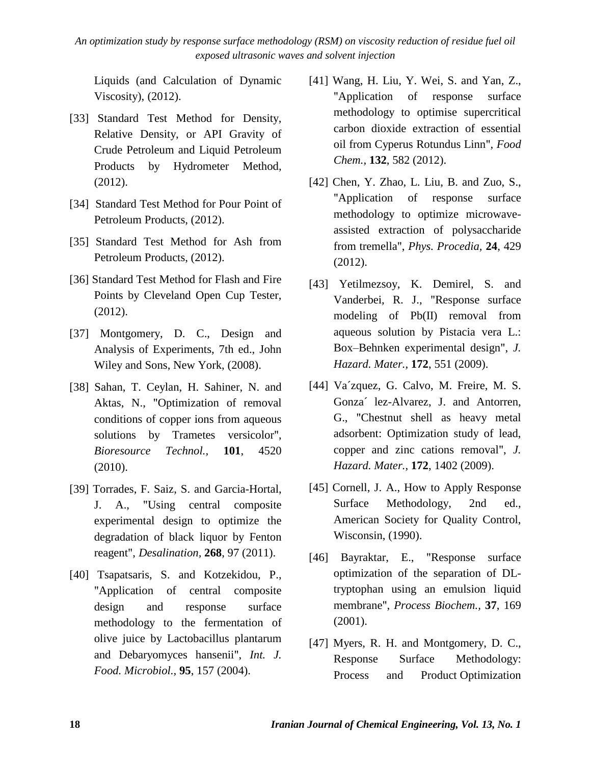Liquids (and Calculation of Dynamic Viscosity), (2012).

[33] Standard Test Method for Density, Relative Density, or API Gravity of Crude Petroleum and Liquid Petroleum Products by Hydrometer Method, (2012).

[34] Standard Test Method for Pour Point of Petroleum Products, (2012).

[35] Standard Test Method for Ash from Petroleum Products, (2012).

[36] Standard Test Method for Flash and Fire Points by Cleveland Open Cup Tester, (2012).

[37] Montgomery, D. C., Design and Analysis of Experiments, 7th ed., John Wiley and Sons, New York, (2008).

[38] Sahan, T. Ceylan, H. Sahiner, N. and Aktas, N., "Optimization of removal conditions of copper ions from aqueous solutions by Trametes versicolor", *Bioresource Technol.,* **101**, 4520 (2010).

[39] Torrades, F. Saiz, S. and Garcia-Hortal, J. A., "Using central composite experimental design to optimize the degradation of black liquor by Fenton reagent", *Desalination,* **268**, 97 (2011).

[40] Tsapatsaris, S. and Kotzekidou, P., "Application of central composite design and response surface methodology to the fermentation of olive juice by Lactobacillus plantarum and Debaryomyces hansenii", *Int. J. Food. Microbiol.,* **95**, 157 (2004).

[41] Wang, H. Liu, Y. Wei, S. and Yan, Z., "Application of response surface methodology to optimise supercritical carbon dioxide extraction of essential oil from Cyperus Rotundus Linn", *Food Chem.,* **132**, 582 (2012).

[42] Chen, Y. Zhao, L. Liu, B. and Zuo, S., "Application of response surface methodology to optimize microwave-assisted extraction of polysaccharide from tremella", *Phys. Procedia,* **24**, 429 (2012).

[43] Yetilmezsoy, K. Demirel, S. and Vanderbei, R. J., "Response surface modeling of Pb(II) removal from aqueous solution by Pistacia vera L.: Box–Behnken experimental design", *J. Hazard. Mater.,* **172**, 551 (2009).

[44] Va´zquez, G. Calvo, M. Freire, M. S. Gonza´ lez-Alvarez, J. and Antorren, G., "Chestnut shell as heavy metal adsorbent: Optimization study of lead, copper and zinc cations removal", *J. Hazard. Mater.,* **172**, 1402 (2009).

[45] Cornell, J. A., How to Apply Response Surface Methodology, 2nd ed., American Society for Quality Control, Wisconsin, (1990).

[46] Bayraktar, E., "Response surface optimization of the separation of DL-tryptophan using an emulsion liquid membrane", *Process Biochem.,* **37**, 169 (2001).

[47] Myers, R. H. and Montgomery, D. C., Response Surface Methodology: Process and Product Optimization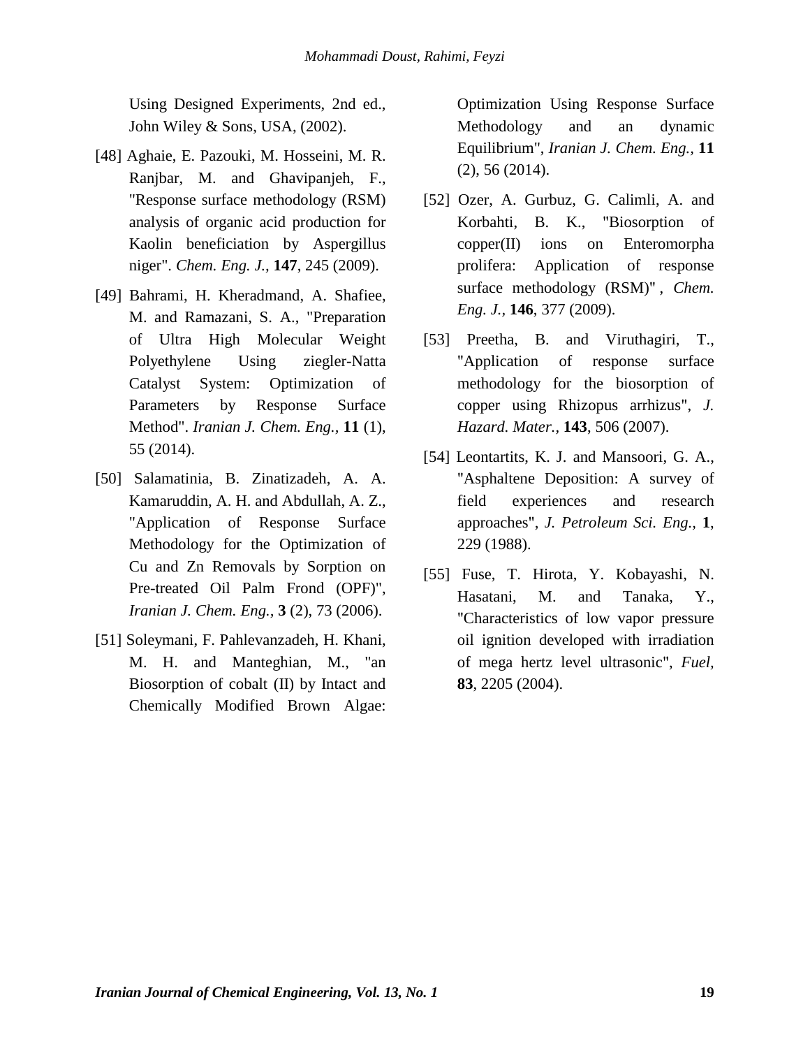Using Designed Experiments, 2nd ed., John Wiley & Sons, USA, (2002).

[48] Aghaie, E. Pazouki, M. Hosseini, M. R. Ranjbar, M. and Ghavipanjeh, F., "Response surface methodology (RSM) analysis of organic acid production for Kaolin beneficiation by Aspergillus niger". *Chem. Eng. J.*, **147**, 245 (2009).

[49] Bahrami, H. Kheradmand, A. Shafiee, M. and Ramazani, S. A., "Preparation of Ultra High Molecular Weight Polyethylene Using ziegler-Natta Catalyst System: Optimization of Parameters by Response Surface Method". *Iranian J. Chem. Eng.*, **11** (1), 55 (2014).

[50] Salamatinia, B. Zinatizadeh, A. A. Kamaruddin, A. H. and Abdullah, A. Z., "Application of Response Surface Methodology for the Optimization of Cu and Zn Removals by Sorption on Pre-treated Oil Palm Frond (OPF)", *Iranian J. Chem. Eng.*, **3** (2), 73 (2006).

[51] Soleymani, F. Pahlevanzadeh, H. Khani, M. H. and Manteghian, M., "an Biosorption of cobalt (II) by Intact and Chemically Modified Brown Algae: Optimization Using Response Surface Methodology and an dynamic Equilibrium", *Iranian J. Chem. Eng.*, **11** (2), 56 (2014).

[52] Ozer, A. Gurbuz, G. Calimli, A. and Korbahti, B. K., "Biosorption of copper(II) ions on Enteromorpha prolifera: Application of response surface methodology (RSM)" , *Chem. Eng. J.*, **146**, 377 (2009).

[53] Preetha, B. and Viruthagiri, T., "Application of response surface methodology for the biosorption of copper using Rhizopus arrhizus", *J. Hazard. Mater.*, **143**, 506 (2007).

[54] Leontartits, K. J. and Mansoori, G. A., "Asphaltene Deposition: A survey of field experiences and research approaches", *J. Petroleum Sci. Eng.*, **1**, 229 (1988).

[55] Fuse, T. Hirota, Y. Kobayashi, N. Hasatani, M. and Tanaka, Y., "Characteristics of low vapor pressure oil ignition developed with irradiation of mega hertz level ultrasonic", *Fuel*, **83**, 2205 (2004).